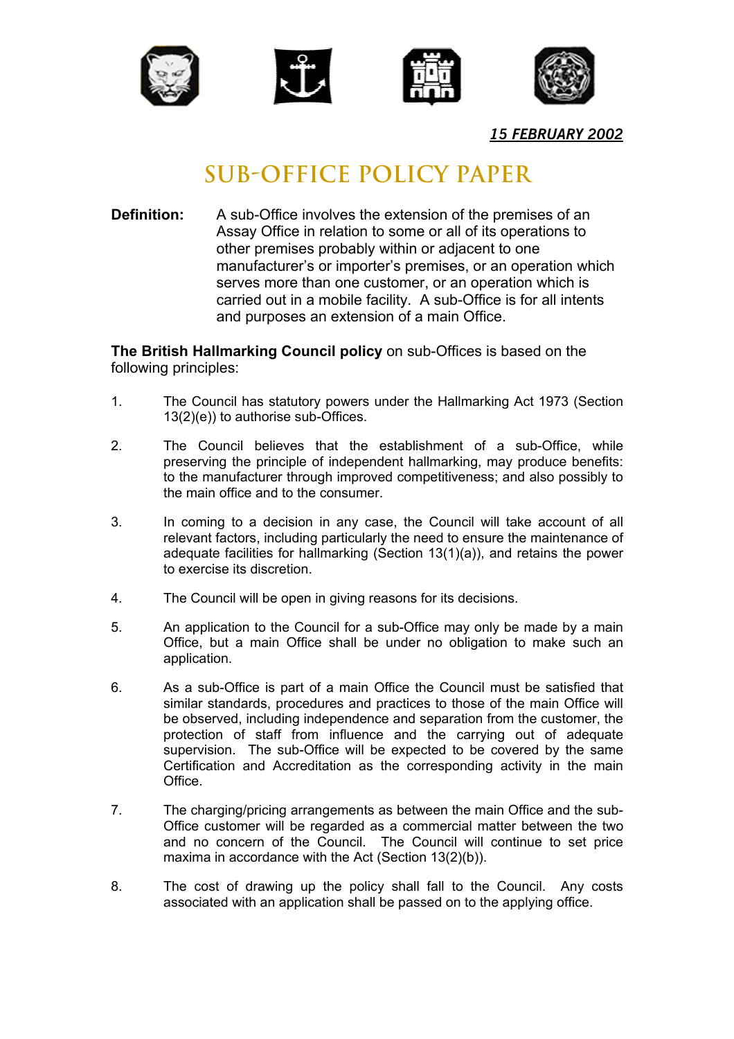***15 FEBRUARY 2002***

# SUB-OFFICE POLICY PAPER

**Definition:** A sub-Office involves the extension of the premises of an Assay Office in relation to some or all of its operations to other premises probably within or adjacent to one manufacturer's or importer's premises, or an operation which serves more than one customer, or an operation which is carried out in a mobile facility. A sub-Office is for all intents and purposes an extension of a main Office.

**The British Hallmarking Council policy** on sub-Offices is based on the following principles:

1. The Council has statutory powers under the Hallmarking Act 1973 (Section 13(2)(e)) to authorise sub-Offices.

2. The Council believes that the establishment of a sub-Office, while preserving the principle of independent hallmarking, may produce benefits: to the manufacturer through improved competitiveness; and also possibly to the main office and to the consumer.

3. In coming to a decision in any case, the Council will take account of all relevant factors, including particularly the need to ensure the maintenance of adequate facilities for hallmarking (Section 13(1)(a)), and retains the power to exercise its discretion.

4. The Council will be open in giving reasons for its decisions.

5. An application to the Council for a sub-Office may only be made by a main Office, but a main Office shall be under no obligation to make such an application.

6. As a sub-Office is part of a main Office the Council must be satisfied that similar standards, procedures and practices to those of the main Office will be observed, including independence and separation from the customer, the protection of staff from influence and the carrying out of adequate supervision. The sub-Office will be expected to be covered by the same Certification and Accreditation as the corresponding activity in the main Office.

7. The charging/pricing arrangements as between the main Office and the sub-Office customer will be regarded as a commercial matter between the two and no concern of the Council. The Council will continue to set price maxima in accordance with the Act (Section 13(2)(b)).

8. The cost of drawing up the policy shall fall to the Council. Any costs associated with an application shall be passed on to the applying office.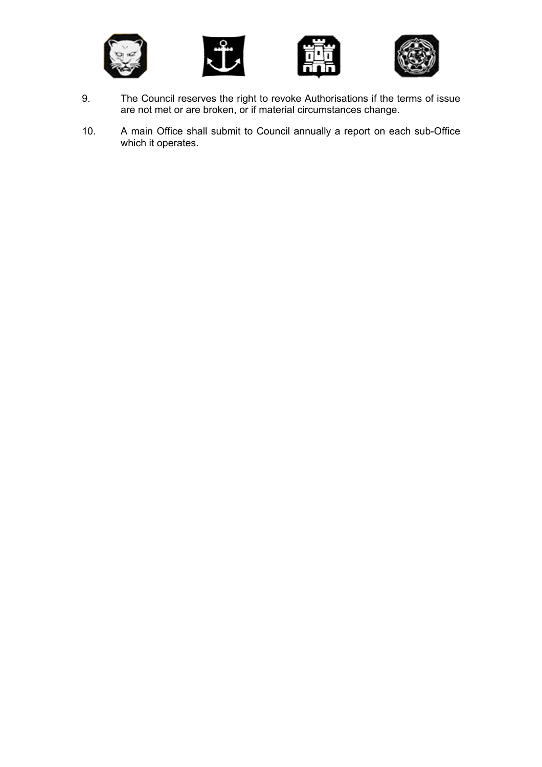9. The Council reserves the right to revoke Authorisations if the terms of issue are not met or are broken, or if material circumstances change.

10. A main Office shall submit to Council annually a report on each sub-Office which it operates.